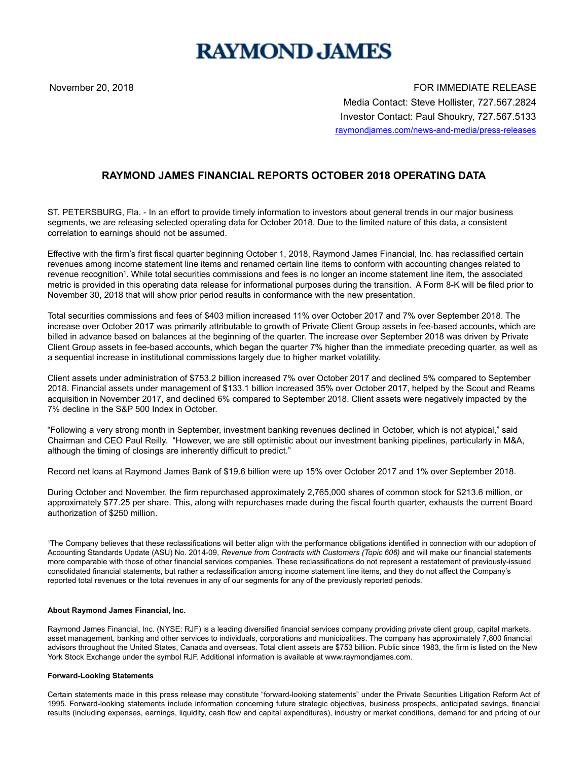# RAYMOND JAMES

November 20, 2018

FOR IMMEDIATE RELEASE
Media Contact: Steve Hollister, 727.567.2824
Investor Contact: Paul Shoukry, 727.567.5133
raymondjames.com/news-and-media/press-releases

## RAYMOND JAMES FINANCIAL REPORTS OCTOBER 2018 OPERATING DATA

ST. PETERSBURG, Fla. - In an effort to provide timely information to investors about general trends in our major business segments, we are releasing selected operating data for October 2018. Due to the limited nature of this data, a consistent correlation to earnings should not be assumed.

Effective with the firm's first fiscal quarter beginning October 1, 2018, Raymond James Financial, Inc. has reclassified certain revenues among income statement line items and renamed certain line items to conform with accounting changes related to revenue recognition[1]. While total securities commissions and fees is no longer an income statement line item, the associated metric is provided in this operating data release for informational purposes during the transition. A Form 8-K will be filed prior to November 30, 2018 that will show prior period results in conformance with the new presentation.

Total securities commissions and fees of $403 million increased 11% over October 2017 and 7% over September 2018. The increase over October 2017 was primarily attributable to growth of Private Client Group assets in fee-based accounts, which are billed in advance based on balances at the beginning of the quarter. The increase over September 2018 was driven by Private Client Group assets in fee-based accounts, which began the quarter 7% higher than the immediate preceding quarter, as well as a sequential increase in institutional commissions largely due to higher market volatility.

Client assets under administration of $753.2 billion increased 7% over October 2017 and declined 5% compared to September 2018. Financial assets under management of $133.1 billion increased 35% over October 2017, helped by the Scout and Reams acquisition in November 2017, and declined 6% compared to September 2018. Client assets were negatively impacted by the 7% decline in the S&P 500 Index in October.

"Following a very strong month in September, investment banking revenues declined in October, which is not atypical," said Chairman and CEO Paul Reilly. "However, we are still optimistic about our investment banking pipelines, particularly in M&A, although the timing of closings are inherently difficult to predict."

Record net loans at Raymond James Bank of $19.6 billion were up 15% over October 2017 and 1% over September 2018.

During October and November, the firm repurchased approximately 2,765,000 shares of common stock for $213.6 million, or approximately $77.25 per share. This, along with repurchases made during the fiscal fourth quarter, exhausts the current Board authorization of $250 million.

[1]The Company believes that these reclassifications will better align with the performance obligations identified in connection with our adoption of Accounting Standards Update (ASU) No. 2014-09, *Revenue from Contracts with Customers (Topic 606)* and will make our financial statements more comparable with those of other financial services companies. These reclassifications do not represent a restatement of previously-issued consolidated financial statements, but rather a reclassification among income statement line items, and they do not affect the Company's reported total revenues or the total revenues in any of our segments for any of the previously reported periods.

**About Raymond James Financial, Inc.**

Raymond James Financial, Inc. (NYSE: RJF) is a leading diversified financial services company providing private client group, capital markets, asset management, banking and other services to individuals, corporations and municipalities. The company has approximately 7,800 financial advisors throughout the United States, Canada and overseas. Total client assets are $753 billion. Public since 1983, the firm is listed on the New York Stock Exchange under the symbol RJF. Additional information is available at www.raymondjames.com.

**Forward-Looking Statements**

Certain statements made in this press release may constitute "forward-looking statements" under the Private Securities Litigation Reform Act of 1995. Forward-looking statements include information concerning future strategic objectives, business prospects, anticipated savings, financial results (including expenses, earnings, liquidity, cash flow and capital expenditures), industry or market conditions, demand for and pricing of our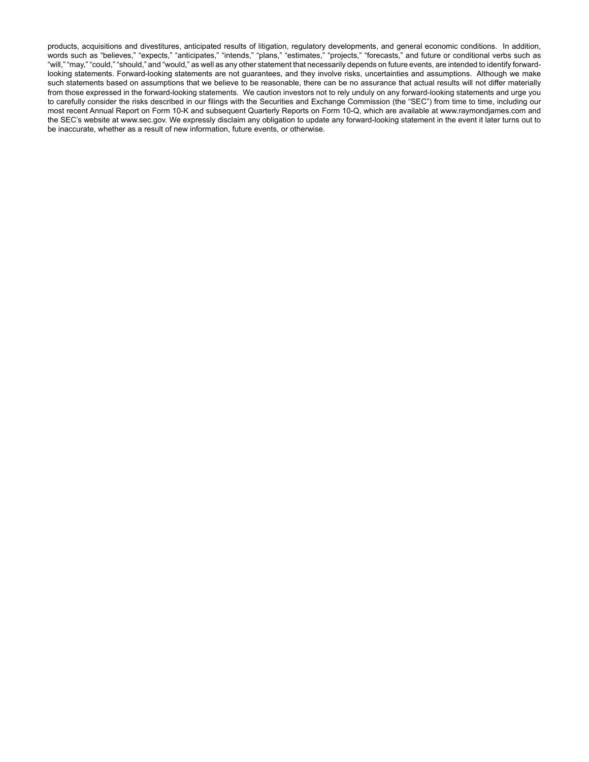products, acquisitions and divestitures, anticipated results of litigation, regulatory developments, and general economic conditions. In addition, words such as "believes," "expects," "anticipates," "intends," "plans," "estimates," "projects," "forecasts," and future or conditional verbs such as "will," "may," "could," "should," and "would," as well as any other statement that necessarily depends on future events, are intended to identify forward-looking statements. Forward-looking statements are not guarantees, and they involve risks, uncertainties and assumptions. Although we make such statements based on assumptions that we believe to be reasonable, there can be no assurance that actual results will not differ materially from those expressed in the forward-looking statements. We caution investors not to rely unduly on any forward-looking statements and urge you to carefully consider the risks described in our filings with the Securities and Exchange Commission (the "SEC") from time to time, including our most recent Annual Report on Form 10-K and subsequent Quarterly Reports on Form 10-Q, which are available at www.raymondjames.com and the SEC's website at www.sec.gov. We expressly disclaim any obligation to update any forward-looking statement in the event it later turns out to be inaccurate, whether as a result of new information, future events, or otherwise.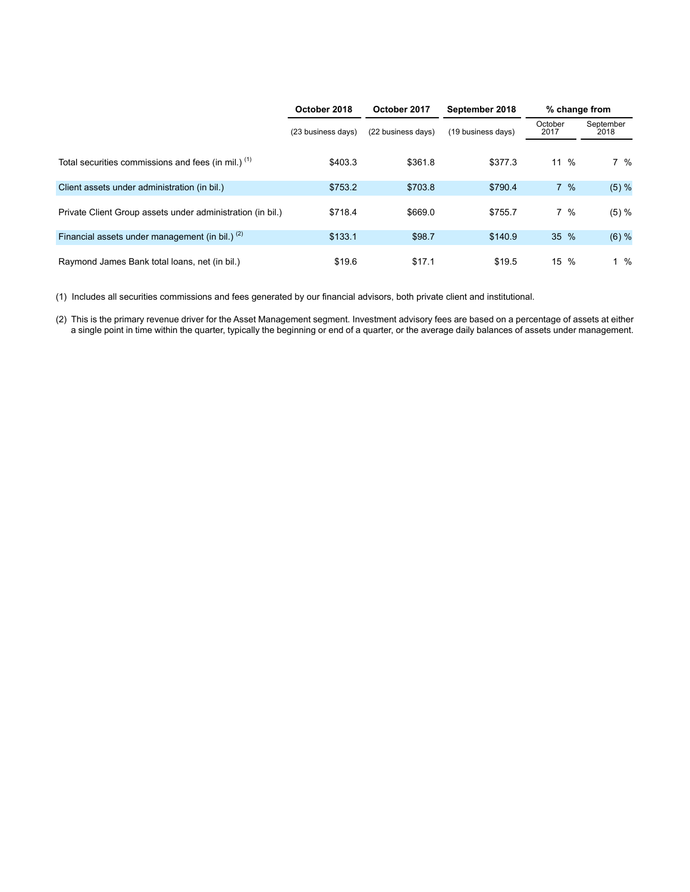| | October 2018 | October 2017 | September 2018 | % change from | |
|---|---|---|---|---|---|
| | (23 business days) | (22 business days) | (19 business days) | October 2017 | September 2018 |
| Total securities commissions and fees (in mil.) [(1)] | $403.3 | $361.8 | $377.3 | 11 % | 7 % |
| Client assets under administration (in bil.) | $753.2 | $703.8 | $790.4 | 7 % | (5) % |
| Private Client Group assets under administration (in bil.) | $718.4 | $669.0 | $755.7 | 7 % | (5) % |
| Financial assets under management (in bil.) [(2)] | $133.1 | $98.7 | $140.9 | 35 % | (6) % |
| Raymond James Bank total loans, net (in bil.) | $19.6 | $17.1 | $19.5 | 15 % | 1 % |

(1) Includes all securities commissions and fees generated by our financial advisors, both private client and institutional.

(2) This is the primary revenue driver for the Asset Management segment. Investment advisory fees are based on a percentage of assets at either a single point in time within the quarter, typically the beginning or end of a quarter, or the average daily balances of assets under management.